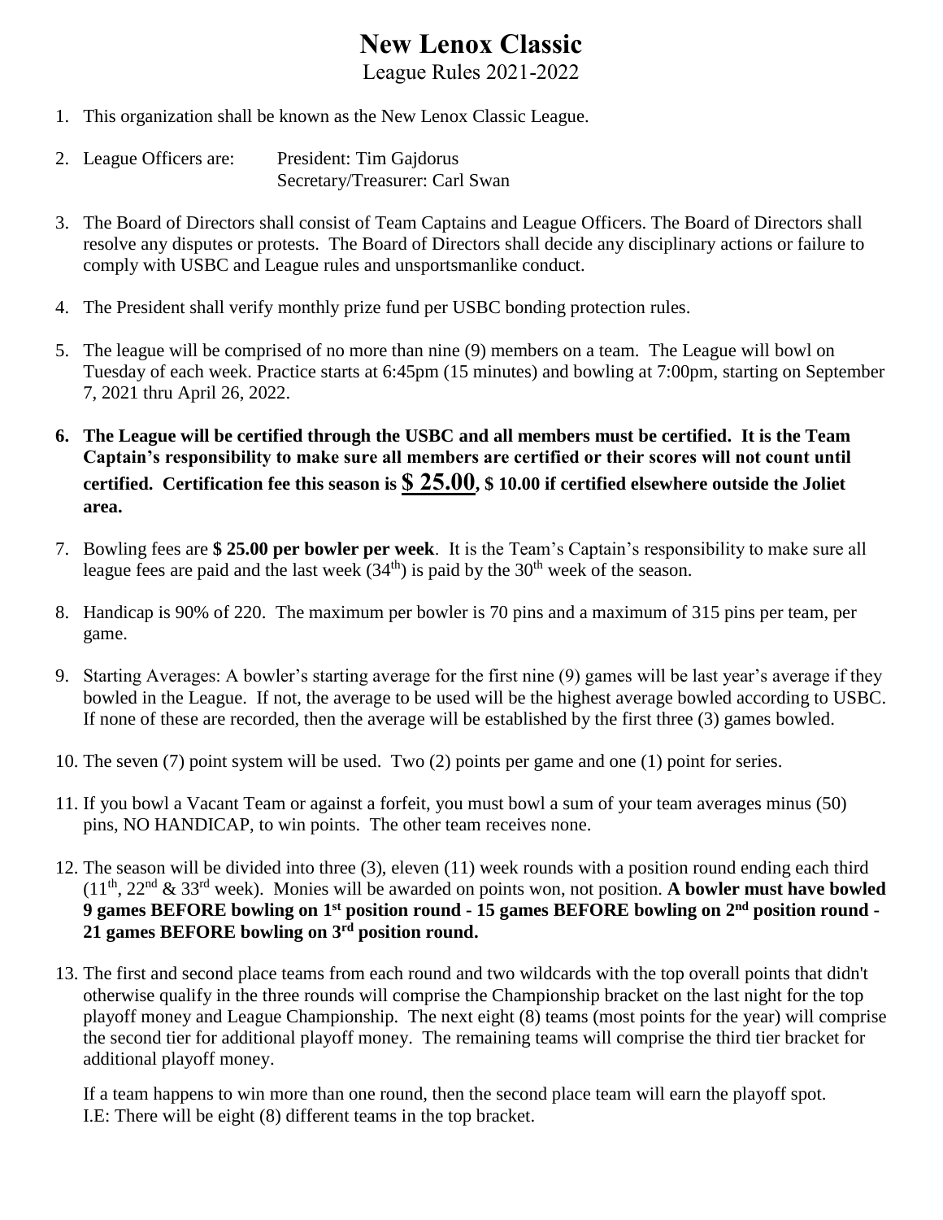# New Lenox Classic

League Rules 2021-2022

1. This organization shall be known as the New Lenox Classic League.

2. League Officers are: President: Tim Gajdorus
   Secretary/Treasurer: Carl Swan

3. The Board of Directors shall consist of Team Captains and League Officers. The Board of Directors shall resolve any disputes or protests. The Board of Directors shall decide any disciplinary actions or failure to comply with USBC and League rules and unsportsmanlike conduct.

4. The President shall verify monthly prize fund per USBC bonding protection rules.

5. The league will be comprised of no more than nine (9) members on a team. The League will bowl on Tuesday of each week. Practice starts at 6:45pm (15 minutes) and bowling at 7:00pm, starting on September 7, 2021 thru April 26, 2022.

6. **The League will be certified through the USBC and all members must be certified. It is the Team Captain's responsibility to make sure all members are certified or their scores will not count until certified. Certification fee this season is <u>$ 25.00</u>, $ 10.00 if certified elsewhere outside the Joliet area.**

7. Bowling fees are **$ 25.00 per bowler per week**. It is the Team's Captain's responsibility to make sure all league fees are paid and the last week (34th) is paid by the 30th week of the season.

8. Handicap is 90% of 220. The maximum per bowler is 70 pins and a maximum of 315 pins per team, per game.

9. Starting Averages: A bowler's starting average for the first nine (9) games will be last year's average if they bowled in the League. If not, the average to be used will be the highest average bowled according to USBC. If none of these are recorded, then the average will be established by the first three (3) games bowled.

10. The seven (7) point system will be used. Two (2) points per game and one (1) point for series.

11. If you bowl a Vacant Team or against a forfeit, you must bowl a sum of your team averages minus (50) pins, NO HANDICAP, to win points. The other team receives none.

12. The season will be divided into three (3), eleven (11) week rounds with a position round ending each third (11th, 22nd & 33rd week). Monies will be awarded on points won, not position. **A bowler must have bowled 9 games BEFORE bowling on 1st position round - 15 games BEFORE bowling on 2nd position round - 21 games BEFORE bowling on 3rd position round.**

13. The first and second place teams from each round and two wildcards with the top overall points that didn't otherwise qualify in the three rounds will comprise the Championship bracket on the last night for the top playoff money and League Championship. The next eight (8) teams (most points for the year) will comprise the second tier for additional playoff money. The remaining teams will comprise the third tier bracket for additional playoff money.

    If a team happens to win more than one round, then the second place team will earn the playoff spot. I.E: There will be eight (8) different teams in the top bracket.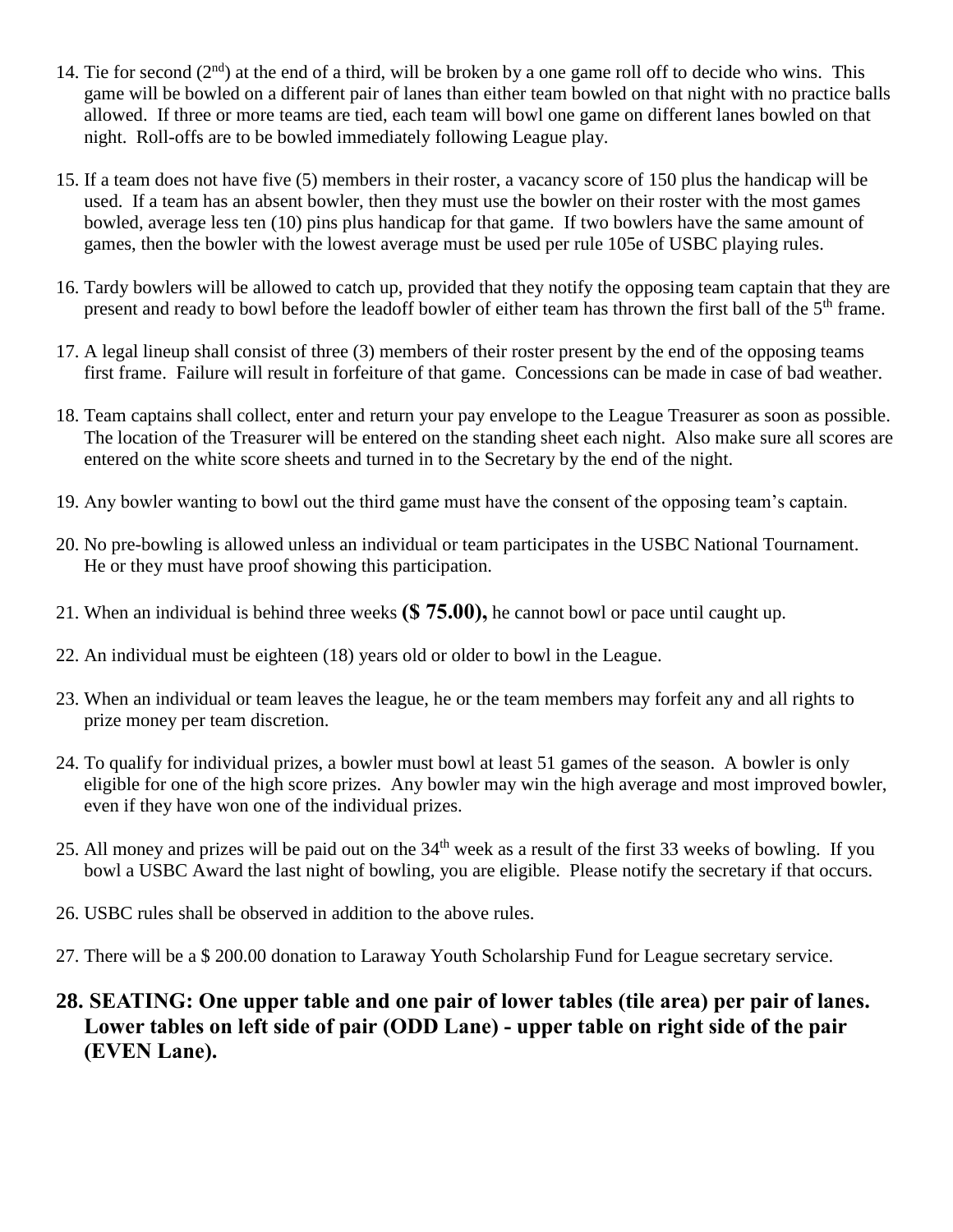14. Tie for second (2nd) at the end of a third, will be broken by a one game roll off to decide who wins. This game will be bowled on a different pair of lanes than either team bowled on that night with no practice balls allowed. If three or more teams are tied, each team will bowl one game on different lanes bowled on that night. Roll-offs are to be bowled immediately following League play.

15. If a team does not have five (5) members in their roster, a vacancy score of 150 plus the handicap will be used. If a team has an absent bowler, then they must use the bowler on their roster with the most games bowled, average less ten (10) pins plus handicap for that game. If two bowlers have the same amount of games, then the bowler with the lowest average must be used per rule 105e of USBC playing rules.

16. Tardy bowlers will be allowed to catch up, provided that they notify the opposing team captain that they are present and ready to bowl before the leadoff bowler of either team has thrown the first ball of the 5th frame.

17. A legal lineup shall consist of three (3) members of their roster present by the end of the opposing teams first frame. Failure will result in forfeiture of that game. Concessions can be made in case of bad weather.

18. Team captains shall collect, enter and return your pay envelope to the League Treasurer as soon as possible. The location of the Treasurer will be entered on the standing sheet each night. Also make sure all scores are entered on the white score sheets and turned in to the Secretary by the end of the night.

19. Any bowler wanting to bowl out the third game must have the consent of the opposing team's captain.

20. No pre-bowling is allowed unless an individual or team participates in the USBC National Tournament. He or they must have proof showing this participation.

21. When an individual is behind three weeks **($ 75.00),** he cannot bowl or pace until caught up.

22. An individual must be eighteen (18) years old or older to bowl in the League.

23. When an individual or team leaves the league, he or the team members may forfeit any and all rights to prize money per team discretion.

24. To qualify for individual prizes, a bowler must bowl at least 51 games of the season. A bowler is only eligible for one of the high score prizes. Any bowler may win the high average and most improved bowler, even if they have won one of the individual prizes.

25. All money and prizes will be paid out on the 34th week as a result of the first 33 weeks of bowling. If you bowl a USBC Award the last night of bowling, you are eligible. Please notify the secretary if that occurs.

26. USBC rules shall be observed in addition to the above rules.

27. There will be a $ 200.00 donation to Laraway Youth Scholarship Fund for League secretary service.

**28. SEATING: One upper table and one pair of lower tables (tile area) per pair of lanes. Lower tables on left side of pair (ODD Lane) - upper table on right side of the pair (EVEN Lane).**